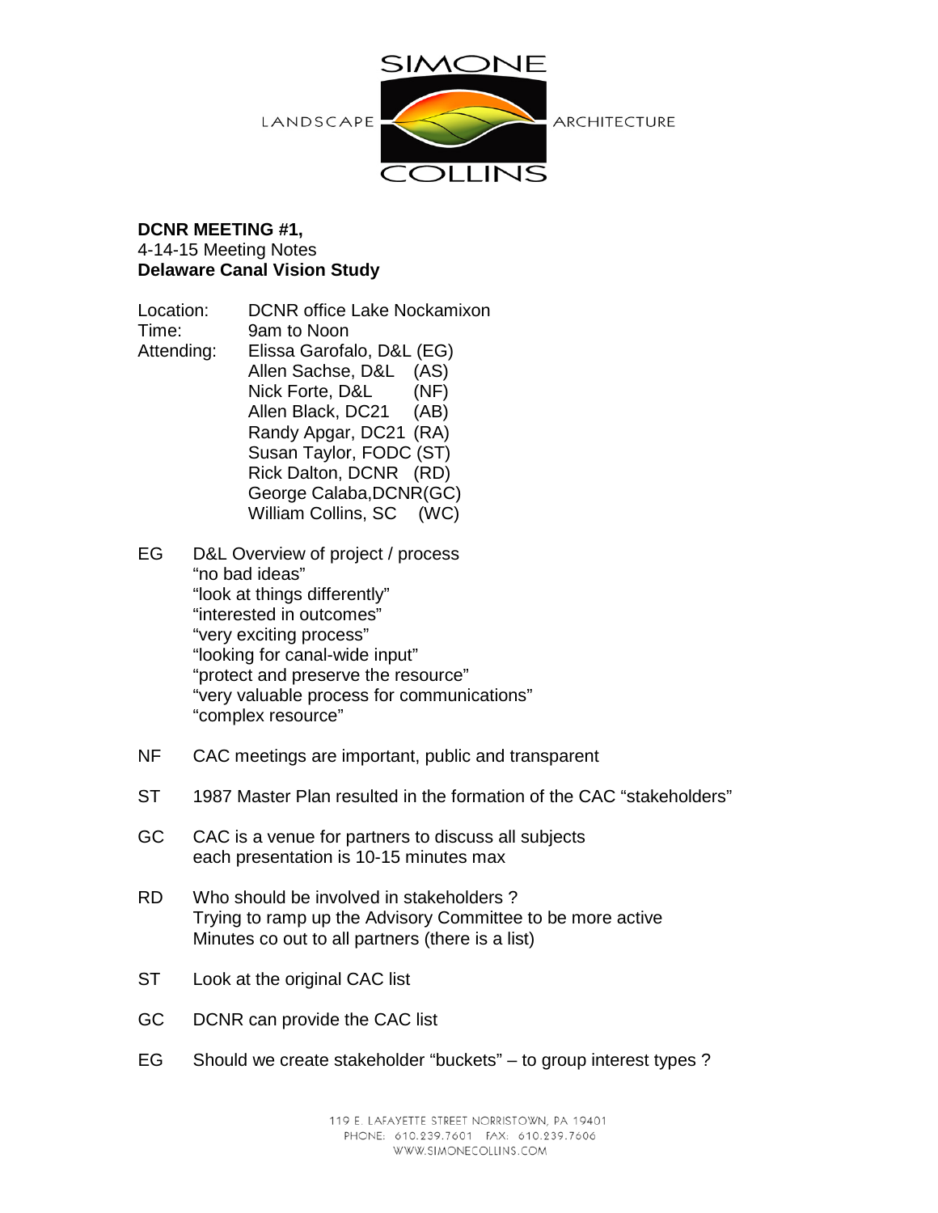SIMONE

LANDSCAPE ARCHITECTURE

COLLINS

**DCNR MEETING #1,**
4-14-15 Meeting Notes
**Delaware Canal Vision Study**

Location: DCNR office Lake Nockamixon
Time: 9am to Noon
Attending: Elissa Garofalo, D&L (EG)
Allen Sachse, D&L (AS)
Nick Forte, D&L (NF)
Allen Black, DC21 (AB)
Randy Apgar, DC21 (RA)
Susan Taylor, FODC (ST)
Rick Dalton, DCNR (RD)
George Calaba,DCNR(GC)
William Collins, SC (WC)

EG D&L Overview of project / process
"no bad ideas"
"look at things differently"
"interested in outcomes"
"very exciting process"
"looking for canal-wide input"
"protect and preserve the resource"
"very valuable process for communications"
"complex resource"

NF CAC meetings are important, public and transparent

ST 1987 Master Plan resulted in the formation of the CAC "stakeholders"

GC CAC is a venue for partners to discuss all subjects
each presentation is 10-15 minutes max

RD Who should be involved in stakeholders ?
Trying to ramp up the Advisory Committee to be more active
Minutes co out to all partners (there is a list)

ST Look at the original CAC list

GC DCNR can provide the CAC list

EG Should we create stakeholder "buckets" – to group interest types ?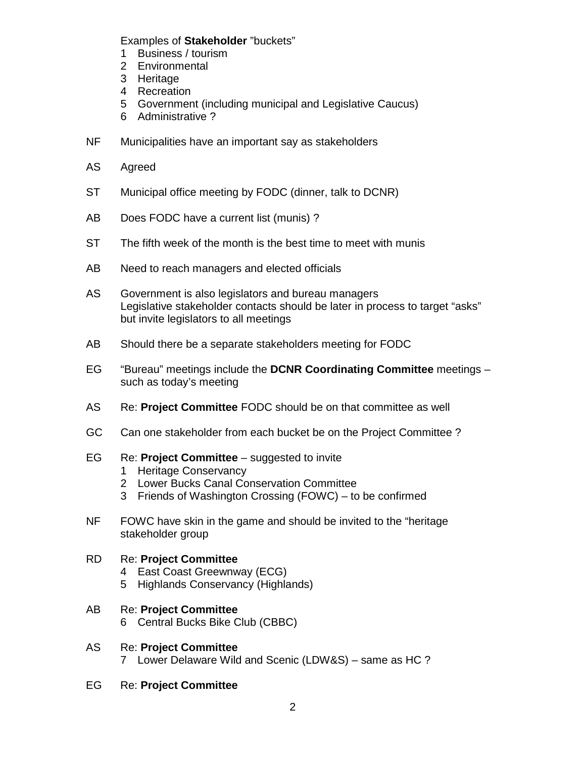Examples of **Stakeholder** "buckets"

1. Business / tourism
2. Environmental
3. Heritage
4. Recreation
5. Government (including municipal and Legislative Caucus)
6. Administrative ?

NF Municipalities have an important say as stakeholders

AS Agreed

ST Municipal office meeting by FODC (dinner, talk to DCNR)

AB Does FODC have a current list (munis) ?

ST The fifth week of the month is the best time to meet with munis

AB Need to reach managers and elected officials

AS Government is also legislators and bureau managers
Legislative stakeholder contacts should be later in process to target "asks" but invite legislators to all meetings

AB Should there be a separate stakeholders meeting for FODC

EG "Bureau" meetings include the **DCNR Coordinating Committee** meetings – such as today's meeting

AS Re: **Project Committee** FODC should be on that committee as well

GC Can one stakeholder from each bucket be on the Project Committee ?

EG Re: **Project Committee** – suggested to invite

1. Heritage Conservancy
2. Lower Bucks Canal Conservation Committee
3. Friends of Washington Crossing (FOWC) – to be confirmed

NF FOWC have skin in the game and should be invited to the "heritage stakeholder group

RD Re: **Project Committee**

4. East Coast Greewnway (ECG)
5. Highlands Conservancy (Highlands)

AB Re: **Project Committee**

6. Central Bucks Bike Club (CBBC)

AS Re: **Project Committee**

7. Lower Delaware Wild and Scenic (LDW&S) – same as HC ?

EG Re: **Project Committee**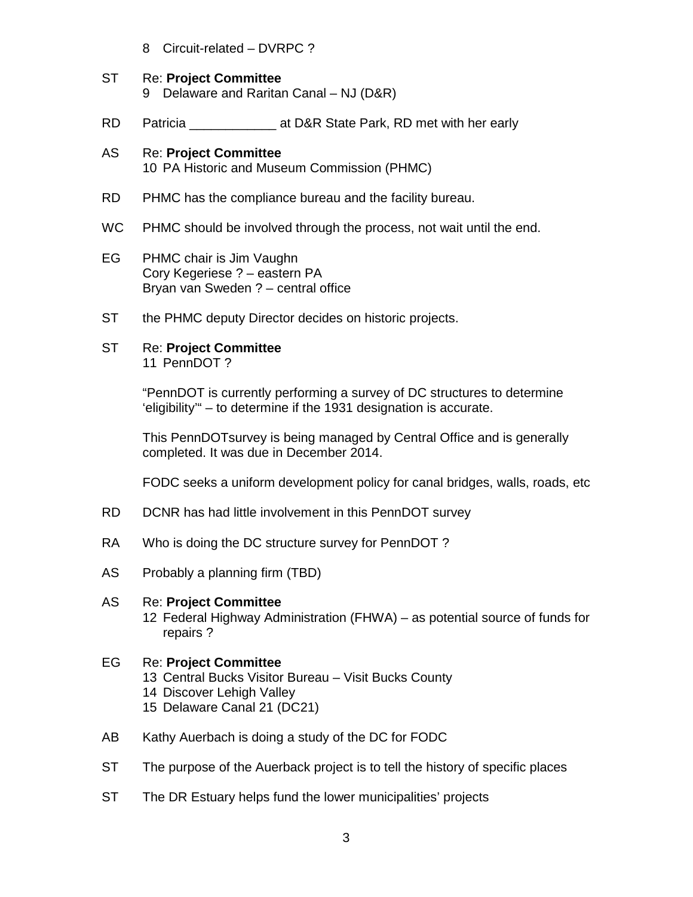8 Circuit-related – DVRPC ?

ST Re: **Project Committee**
9 Delaware and Raritan Canal – NJ (D&R)

RD Patricia ____________ at D&R State Park, RD met with her early

AS Re: **Project Committee**
10 PA Historic and Museum Commission (PHMC)

RD PHMC has the compliance bureau and the facility bureau.

WC PHMC should be involved through the process, not wait until the end.

EG PHMC chair is Jim Vaughn
Cory Kegeriese ? – eastern PA
Bryan van Sweden ? – central office

ST the PHMC deputy Director decides on historic projects.

ST Re: **Project Committee**
11 PennDOT ?

"PennDOT is currently performing a survey of DC structures to determine 'eligibility'" – to determine if the 1931 designation is accurate.

This PennDOTsurvey is being managed by Central Office and is generally completed. It was due in December 2014.

FODC seeks a uniform development policy for canal bridges, walls, roads, etc

RD DCNR has had little involvement in this PennDOT survey

RA Who is doing the DC structure survey for PennDOT ?

AS Probably a planning firm (TBD)

AS Re: **Project Committee**
12 Federal Highway Administration (FHWA) – as potential source of funds for repairs ?

EG Re: **Project Committee**
13 Central Bucks Visitor Bureau – Visit Bucks County
14 Discover Lehigh Valley
15 Delaware Canal 21 (DC21)

AB Kathy Auerbach is doing a study of the DC for FODC

ST The purpose of the Auerback project is to tell the history of specific places

ST The DR Estuary helps fund the lower municipalities' projects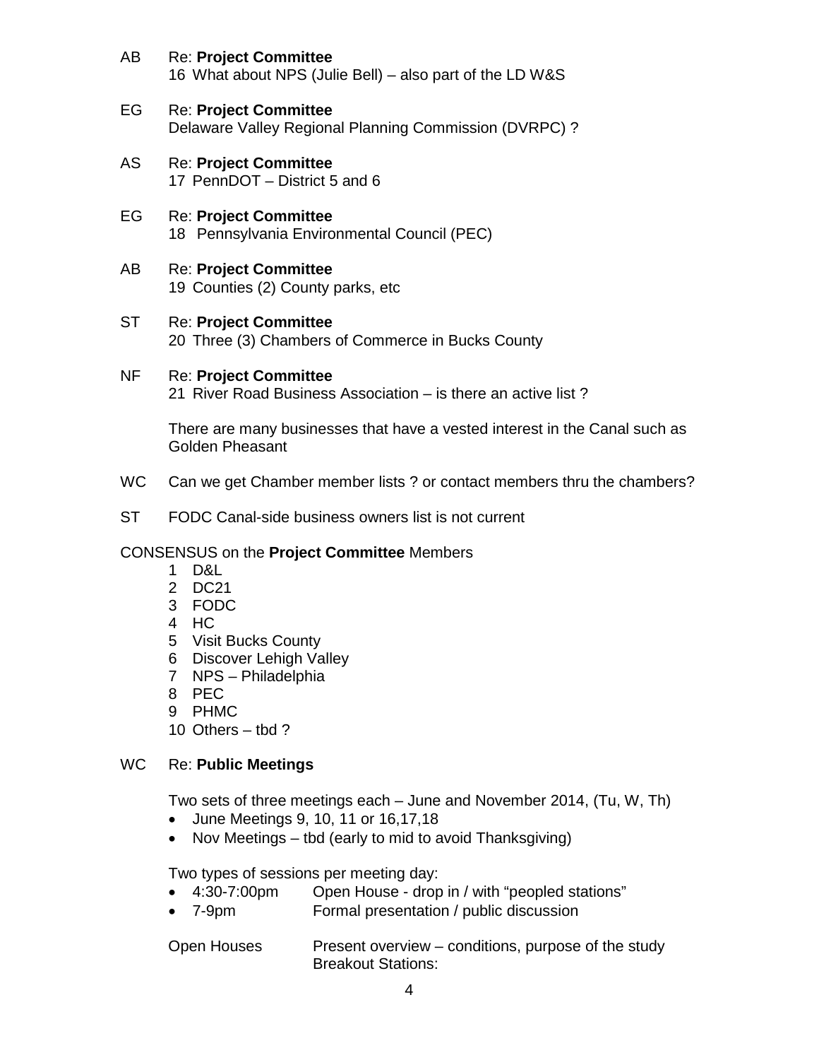AB Re: **Project Committee**
16 What about NPS (Julie Bell) – also part of the LD W&S

EG Re: **Project Committee**
Delaware Valley Regional Planning Commission (DVRPC) ?

AS Re: **Project Committee**
17 PennDOT – District 5 and 6

EG Re: **Project Committee**
18 Pennsylvania Environmental Council (PEC)

AB Re: **Project Committee**
19 Counties (2) County parks, etc

ST Re: **Project Committee**
20 Three (3) Chambers of Commerce in Bucks County

NF Re: **Project Committee**
21 River Road Business Association – is there an active list ?

There are many businesses that have a vested interest in the Canal such as Golden Pheasant

WC Can we get Chamber member lists ? or contact members thru the chambers?

ST FODC Canal-side business owners list is not current

CONSENSUS on the **Project Committee** Members

1. D&L
2. DC21
3. FODC
4. HC
5. Visit Bucks County
6. Discover Lehigh Valley
7. NPS – Philadelphia
8. PEC
9. PHMC
10. Others – tbd ?

WC Re: **Public Meetings**

Two sets of three meetings each – June and November 2014, (Tu, W, Th)

- June Meetings 9, 10, 11 or 16,17,18
- Nov Meetings – tbd (early to mid to avoid Thanksgiving)

Two types of sessions per meeting day:

- 4:30-7:00pm Open House - drop in / with "peopled stations"
- 7-9pm Formal presentation / public discussion

Open Houses Present overview – conditions, purpose of the study
Breakout Stations: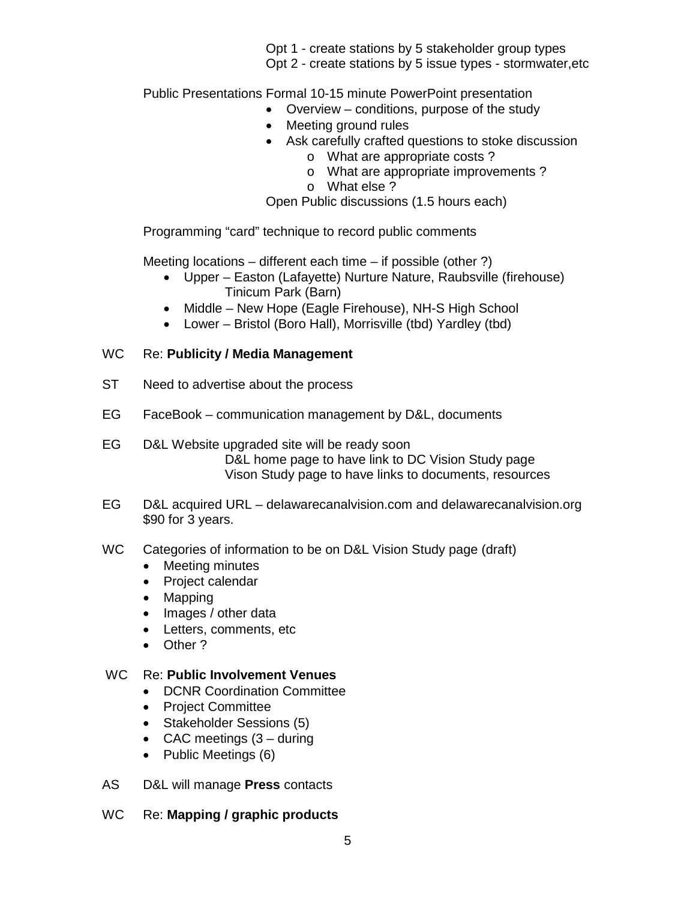Opt 1 - create stations by 5 stakeholder group types
Opt 2 - create stations by 5 issue types - stormwater,etc

Public Presentations Formal 10-15 minute PowerPoint presentation

- Overview – conditions, purpose of the study
- Meeting ground rules
- Ask carefully crafted questions to stoke discussion
  - o What are appropriate costs ?
  - o What are appropriate improvements ?
  - o What else ?

Open Public discussions (1.5 hours each)

Programming “card” technique to record public comments

Meeting locations – different each time – if possible (other ?)

- Upper – Easton (Lafayette) Nurture Nature, Raubsville (firehouse) Tinicum Park (Barn)
- Middle – New Hope (Eagle Firehouse), NH-S High School
- Lower – Bristol (Boro Hall), Morrisville (tbd) Yardley (tbd)

WC Re: **Publicity / Media Management**

ST Need to advertise about the process

EG FaceBook – communication management by D&L, documents

EG D&L Website upgraded site will be ready soon
D&L home page to have link to DC Vision Study page
Vison Study page to have links to documents, resources

EG D&L acquired URL – delawarecanalvision.com and delawarecanalvision.org $90 for 3 years.

WC Categories of information to be on D&L Vision Study page (draft)

- Meeting minutes
- Project calendar
- Mapping
- Images / other data
- Letters, comments, etc
- Other ?

WC Re: **Public Involvement Venues**

- DCNR Coordination Committee
- Project Committee
- Stakeholder Sessions (5)
- CAC meetings (3 – during
- Public Meetings (6)

AS D&L will manage **Press** contacts

WC Re: **Mapping / graphic products**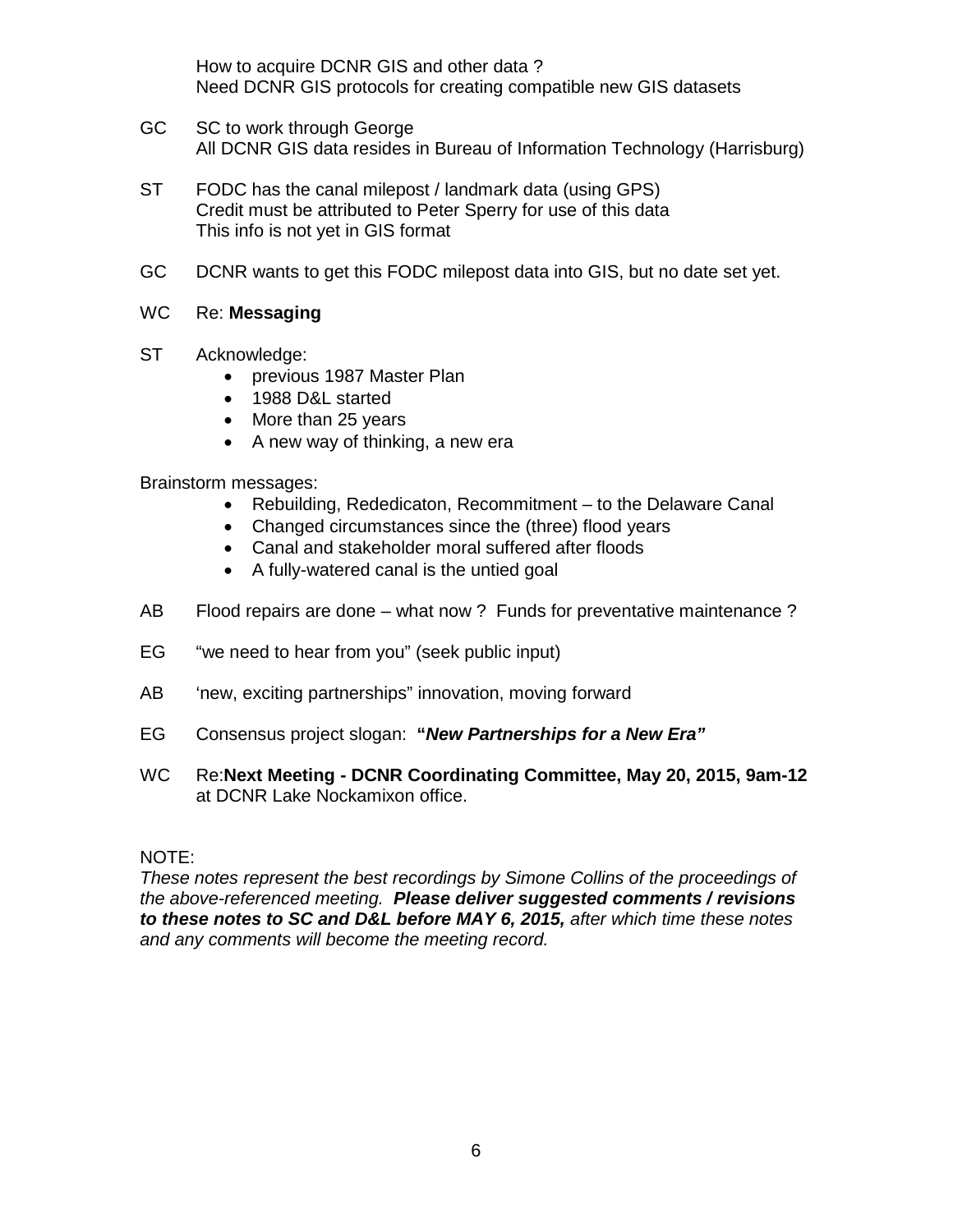How to acquire DCNR GIS and other data ?
Need DCNR GIS protocols for creating compatible new GIS datasets

GC SC to work through George
All DCNR GIS data resides in Bureau of Information Technology (Harrisburg)

ST FODC has the canal milepost / landmark data (using GPS)
Credit must be attributed to Peter Sperry for use of this data
This info is not yet in GIS format

GC DCNR wants to get this FODC milepost data into GIS, but no date set yet.

WC Re: **Messaging**

ST Acknowledge:

- previous 1987 Master Plan
- 1988 D&L started
- More than 25 years
- A new way of thinking, a new era

Brainstorm messages:

- Rebuilding, Rededicaton, Recommitment – to the Delaware Canal
- Changed circumstances since the (three) flood years
- Canal and stakeholder moral suffered after floods
- A fully-watered canal is the untied goal

AB Flood repairs are done – what now ? Funds for preventative maintenance ?

EG "we need to hear from you" (seek public input)

AB 'new, exciting partnerships" innovation, moving forward

EG Consensus project slogan: **"*New Partnerships for a New Era"***

WC Re:**Next Meeting - DCNR Coordinating Committee, May 20, 2015, 9am-12** at DCNR Lake Nockamixon office.

NOTE:
*These notes represent the best recordings by Simone Collins of the proceedings of the above-referenced meeting.* ***Please deliver suggested comments / revisions to these notes to SC and D&L before MAY 6, 2015,*** *after which time these notes and any comments will become the meeting record.*